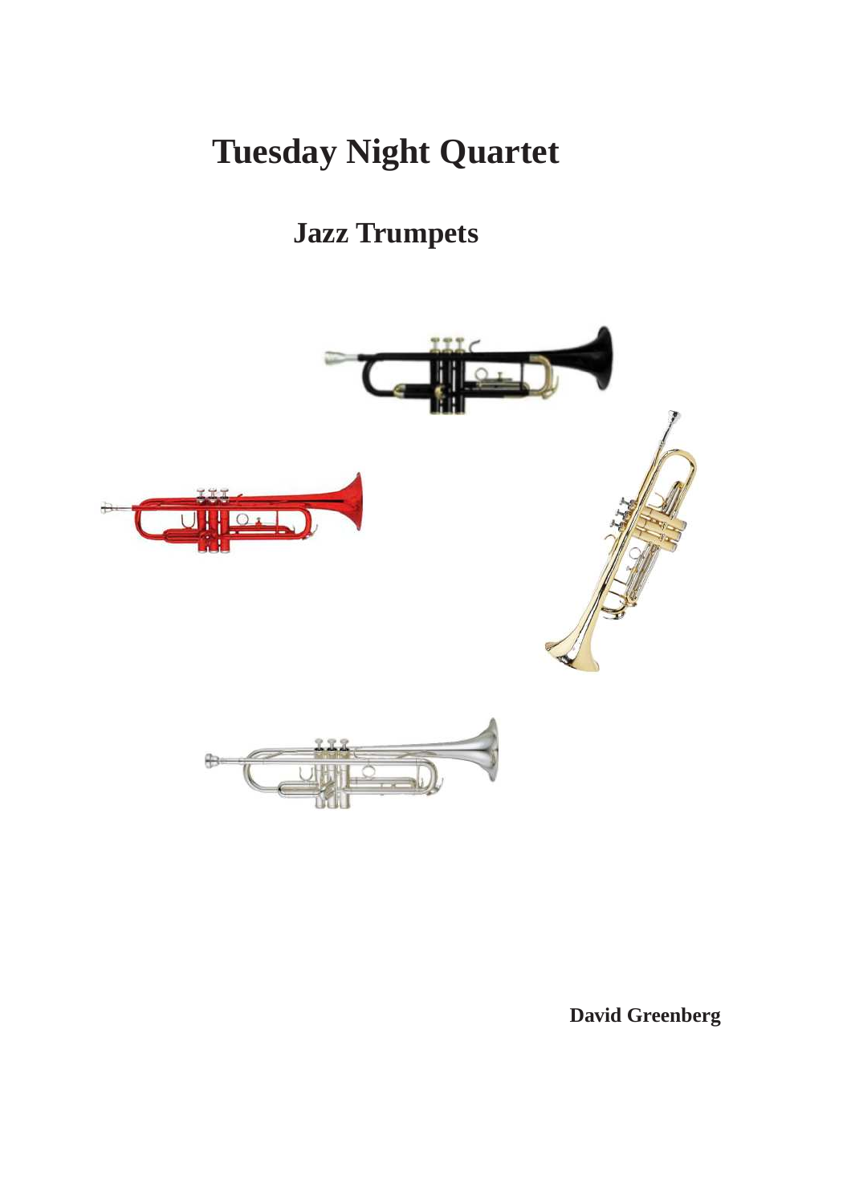# Tuesday Night Quartet

## Jazz Trumpets

**David Greenberg**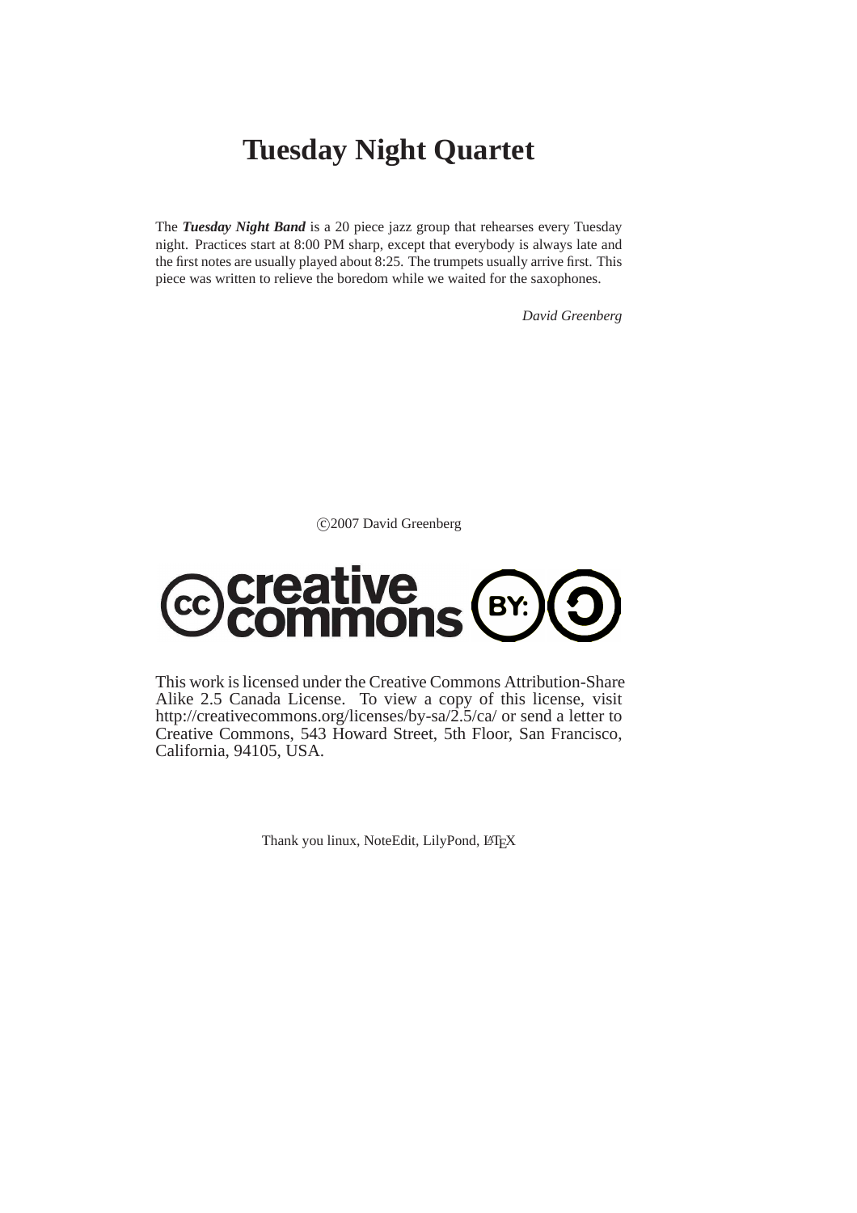# Tuesday Night Quartet

The ***Tuesday Night Band*** is a 20 piece jazz group that rehearses every Tuesday night. Practices start at 8:00 PM sharp, except that everybody is always late and the first notes are usually played about 8:25. The trumpets usually arrive first. This piece was written to relieve the boredom while we waited for the saxophones.

*David Greenberg*

©2007 David Greenberg

This work is licensed under the Creative Commons Attribution-Share Alike 2.5 Canada License. To view a copy of this license, visit http://creativecommons.org/licenses/by-sa/2.5/ca/ or send a letter to Creative Commons, 543 Howard Street, 5th Floor, San Francisco, California, 94105, USA.

Thank you linux, NoteEdit, LilyPond, LaTeX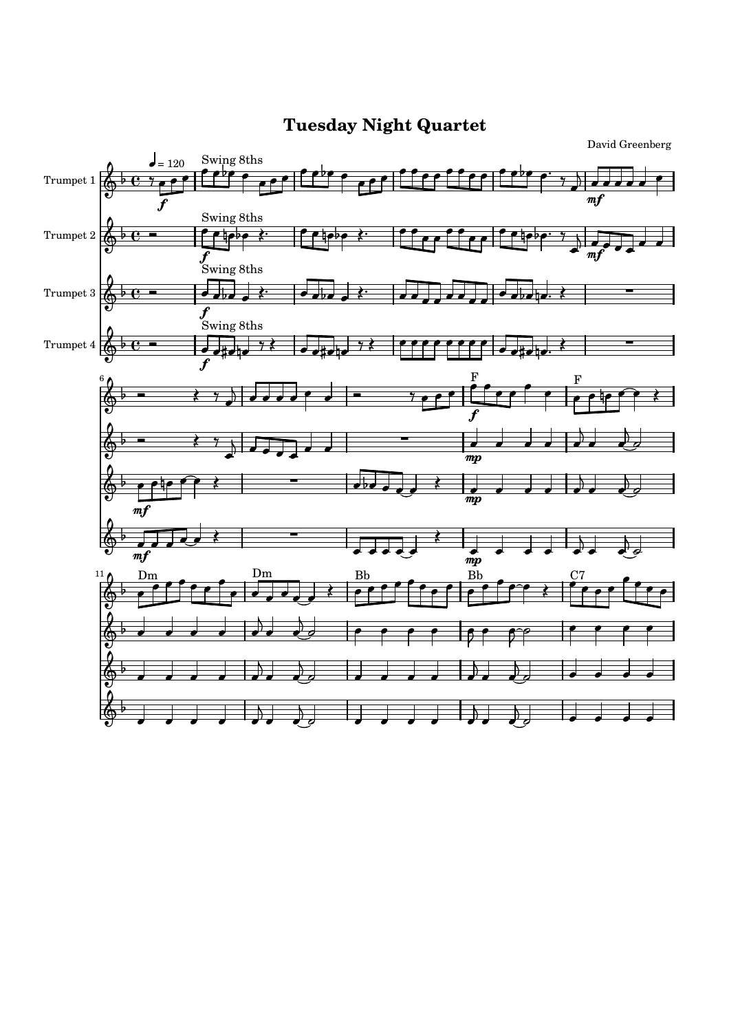# Tuesday Night Quartet

David Greenberg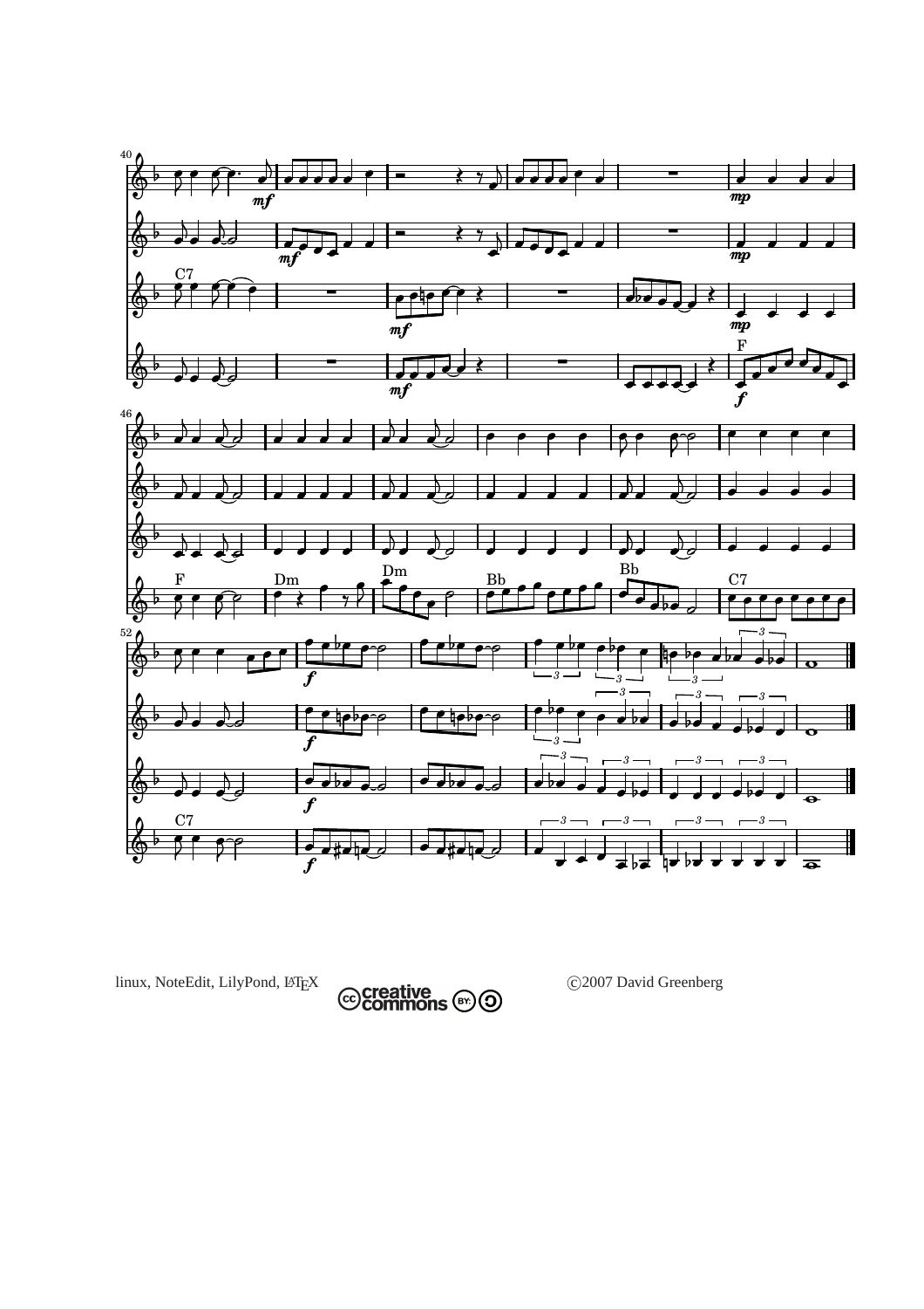linux, NoteEdit, LilyPond, LaTeX

©2007 David Greenberg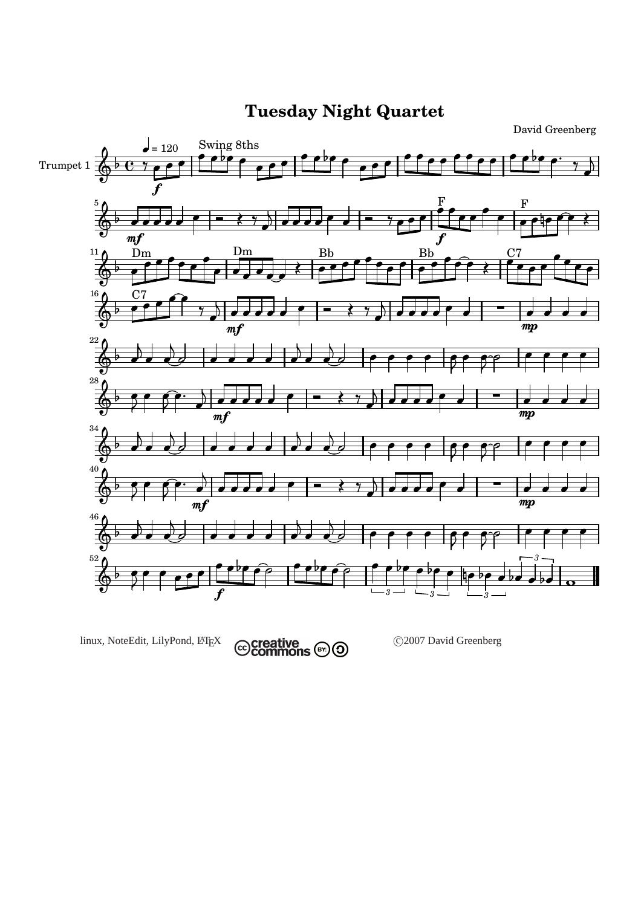# Tuesday Night Quartet

David Greenberg

linux, NoteEdit, LilyPond, LaTeX

©2007 David Greenberg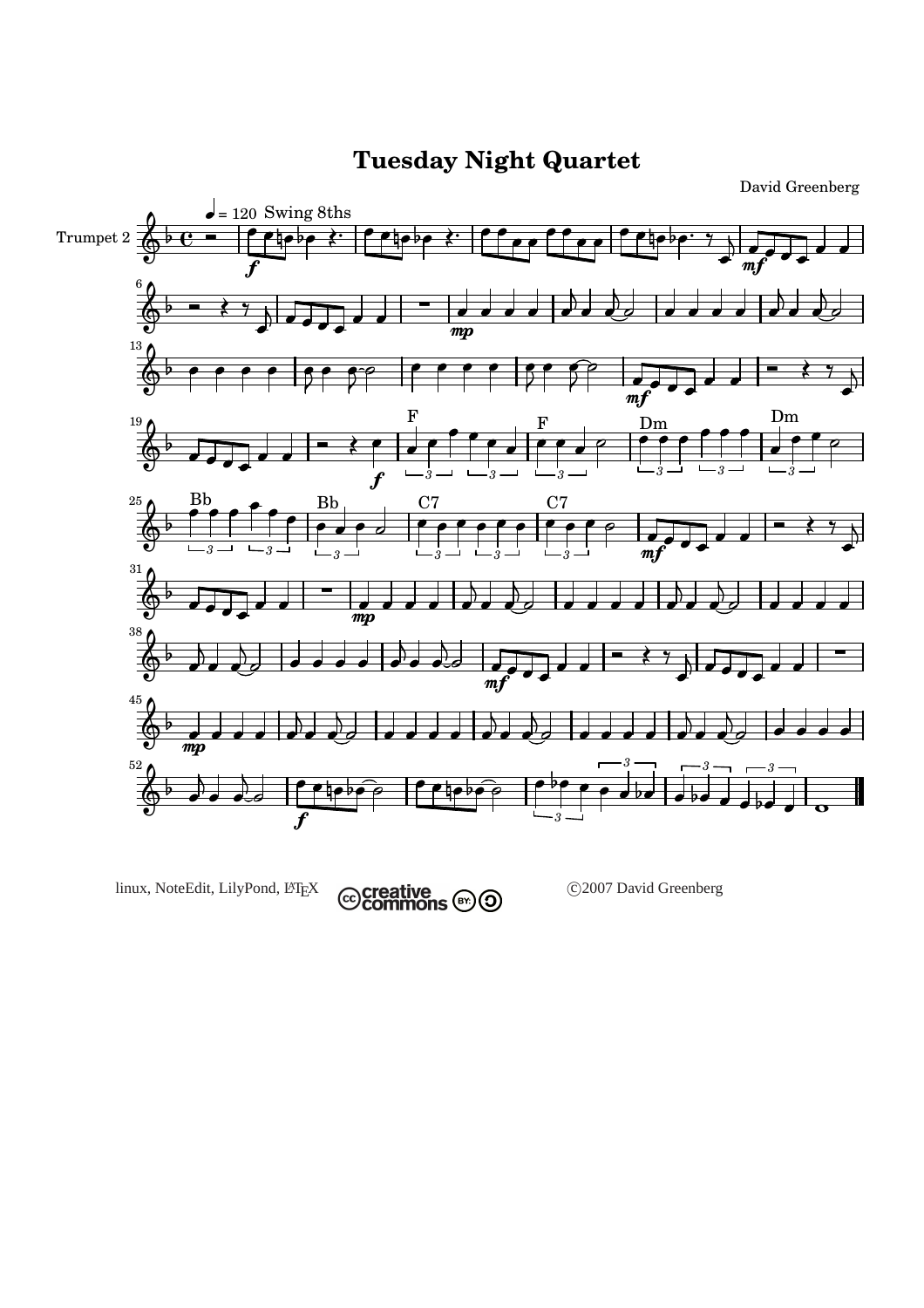# Tuesday Night Quartet

David Greenberg

Trumpet 2

linux, NoteEdit, LilyPond, LaTeX

©2007 David Greenberg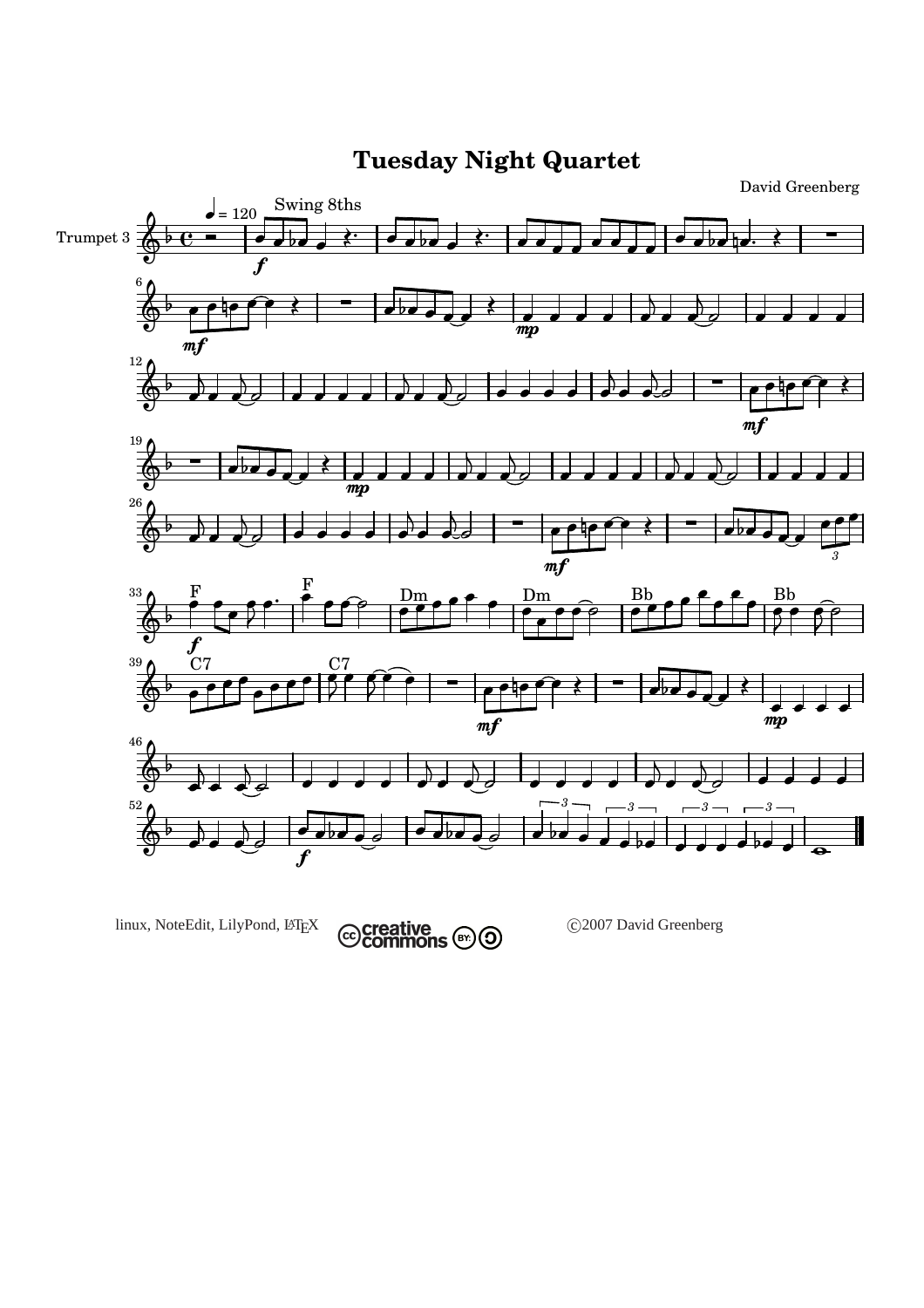# Tuesday Night Quartet

David Greenberg

Trumpet 3

linux, NoteEdit, LilyPond, LaTeX

©2007 David Greenberg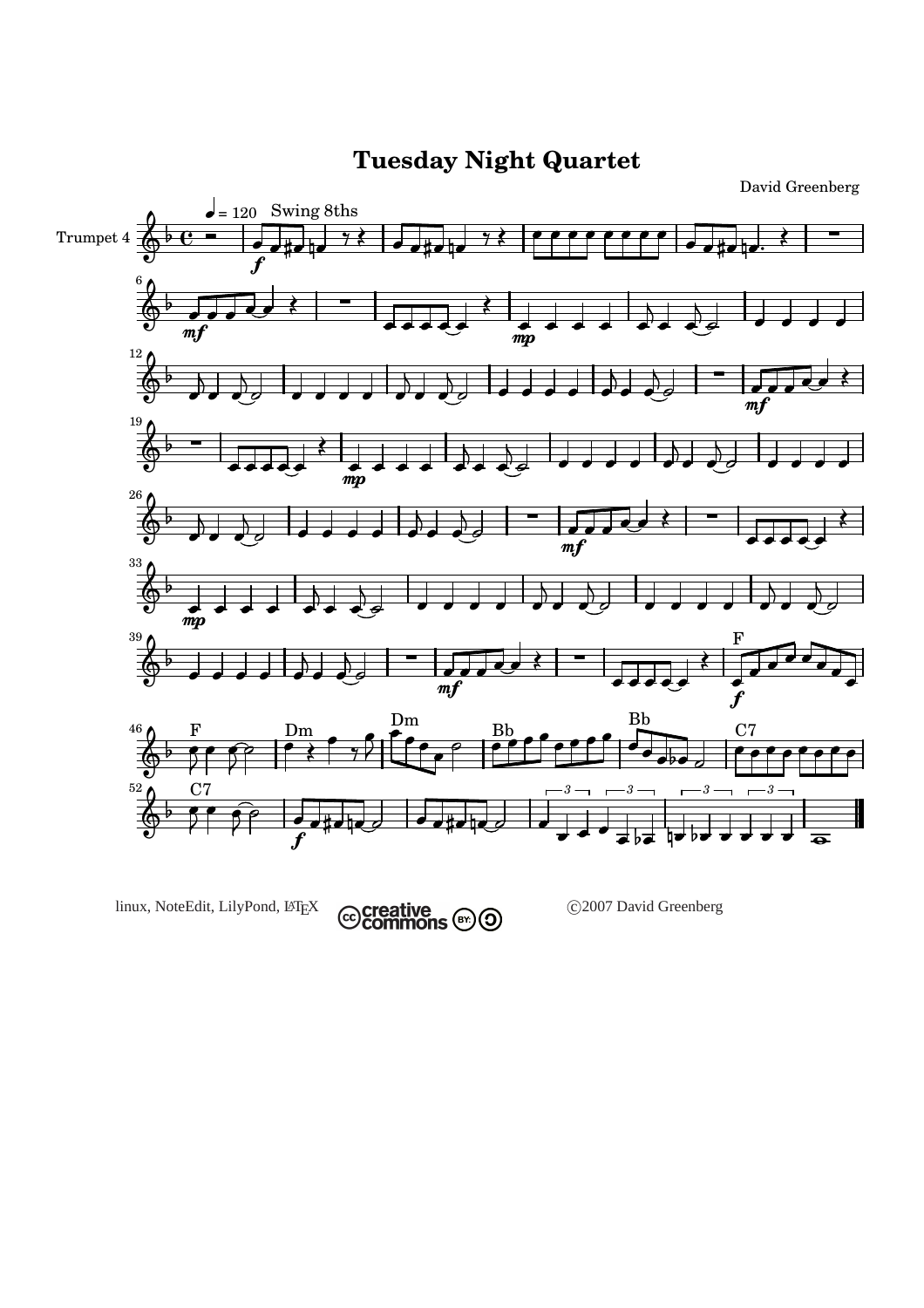# Tuesday Night Quartet

David Greenberg

linux, NoteEdit, LilyPond, LaTeX

©2007 David Greenberg